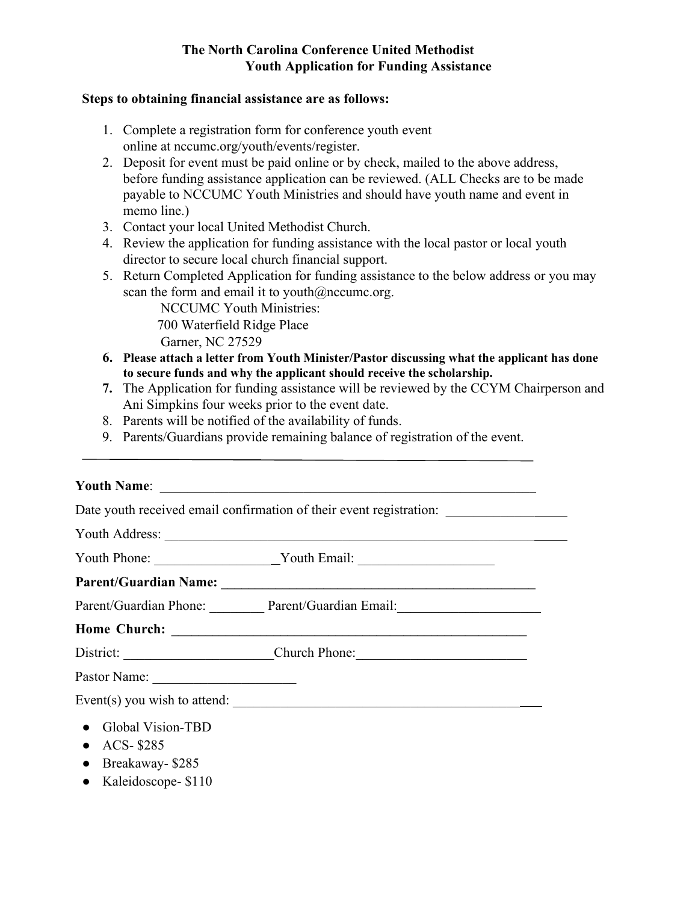**The North Carolina Conference United Methodist**
**Youth Application for Funding Assistance**

**Steps to obtaining financial assistance are as follows:**

1. Complete a registration form for conference youth event online at nccumc.org/youth/events/register.
2. Deposit for event must be paid online or by check, mailed to the above address, before funding assistance application can be reviewed. (ALL Checks are to be made payable to NCCUMC Youth Ministries and should have youth name and event in memo line.)
3. Contact your local United Methodist Church.
4. Review the application for funding assistance with the local pastor or local youth director to secure local church financial support.
5. Return Completed Application for funding assistance to the below address or you may scan the form and email it to youth@nccumc.org.
   NCCUMC Youth Ministries:
   700 Waterfield Ridge Place
   Garner, NC 27529
6. **Please attach a letter from Youth Minister/Pastor discussing what the applicant has done to secure funds and why the applicant should receive the scholarship.**
7. The Application for funding assistance will be reviewed by the CCYM Chairperson and Ani Simpkins four weeks prior to the event date.
8. Parents will be notified of the availability of funds.
9. Parents/Guardians provide remaining balance of registration of the event.

---

**Youth Name**: ____________________________________________________________

Date youth received email confirmation of their event registration: ____________________

Youth Address: ____________________________________________________________

Youth Phone: __________________ Youth Email: ____________________

**Parent/Guardian Name: ______________________________________________**

Parent/Guardian Phone: ________ Parent/Guardian Email:_____________________

**Home Church: ______________________________________________________**

District: ______________________Church Phone:_________________________

Pastor Name: _____________________

Event(s) you wish to attend: _____________________________________________

- Global Vision-TBD
- ACS- $285
- Breakaway- $285
- Kaleidoscope- $110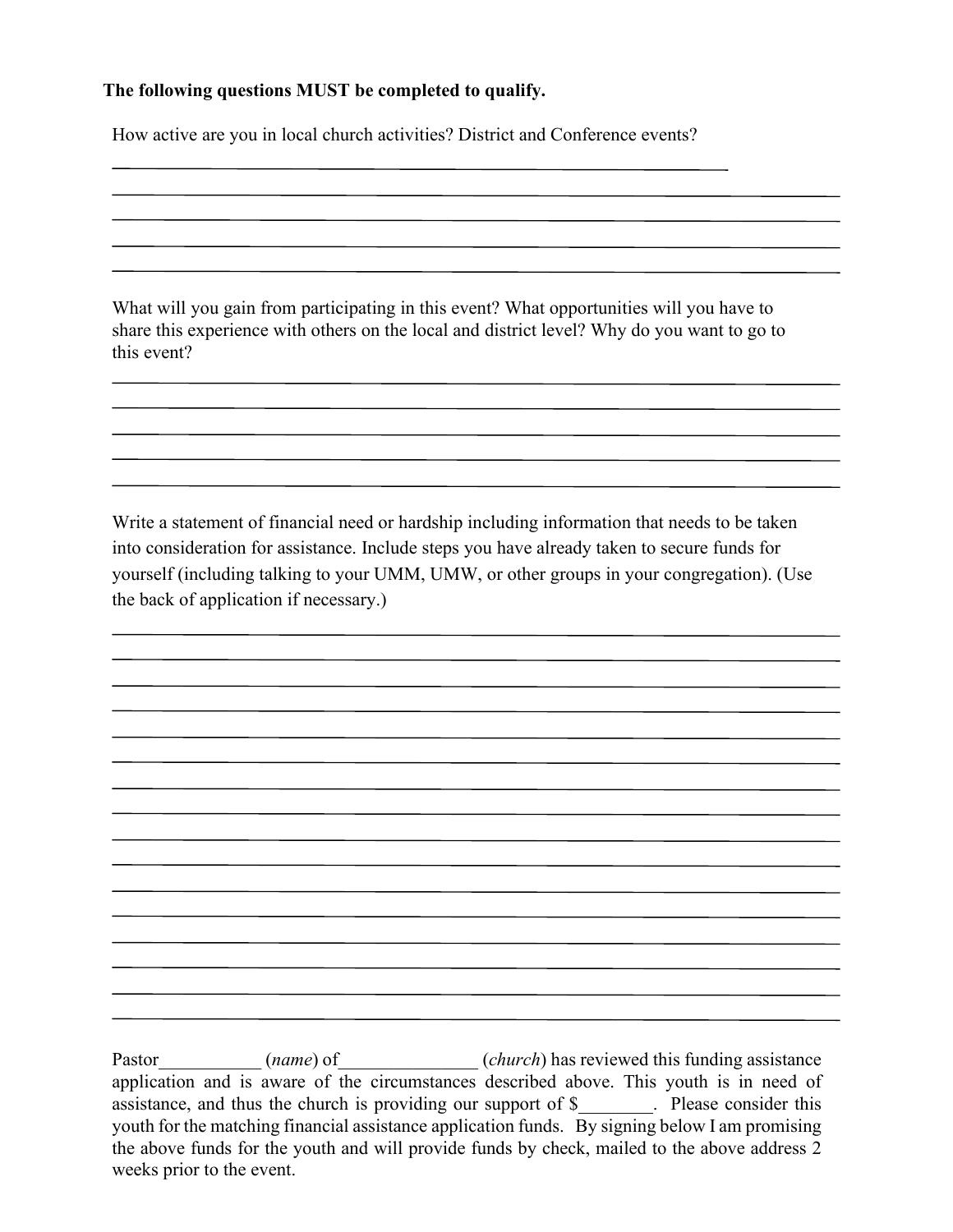**The following questions MUST be completed to qualify.**

How active are you in local church activities? District and Conference events?

_______________________________________________________________________________

_______________________________________________________________________________

_______________________________________________________________________________

_______________________________________________________________________________

_______________________________________________________________________________

What will you gain from participating in this event? What opportunities will you have to share this experience with others on the local and district level? Why do you want to go to this event?

_______________________________________________________________________________

_______________________________________________________________________________

_______________________________________________________________________________

_______________________________________________________________________________

_______________________________________________________________________________

Write a statement of financial need or hardship including information that needs to be taken into consideration for assistance. Include steps you have already taken to secure funds for yourself (including talking to your UMM, UMW, or other groups in your congregation). (Use the back of application if necessary.)

_______________________________________________________________________________

_______________________________________________________________________________

_______________________________________________________________________________

_______________________________________________________________________________

_______________________________________________________________________________

_______________________________________________________________________________

_______________________________________________________________________________

_______________________________________________________________________________

_______________________________________________________________________________

_______________________________________________________________________________

_______________________________________________________________________________

_______________________________________________________________________________

_______________________________________________________________________________

_______________________________________________________________________________

_______________________________________________________________________________

_______________________________________________________________________________

Pastor___________ (*name*) of_______________ (*church*) has reviewed this funding assistance application and is aware of the circumstances described above. This youth is in need of assistance, and thus the church is providing our support of $________. Please consider this youth for the matching financial assistance application funds. By signing below I am promising the above funds for the youth and will provide funds by check, mailed to the above address 2 weeks prior to the event.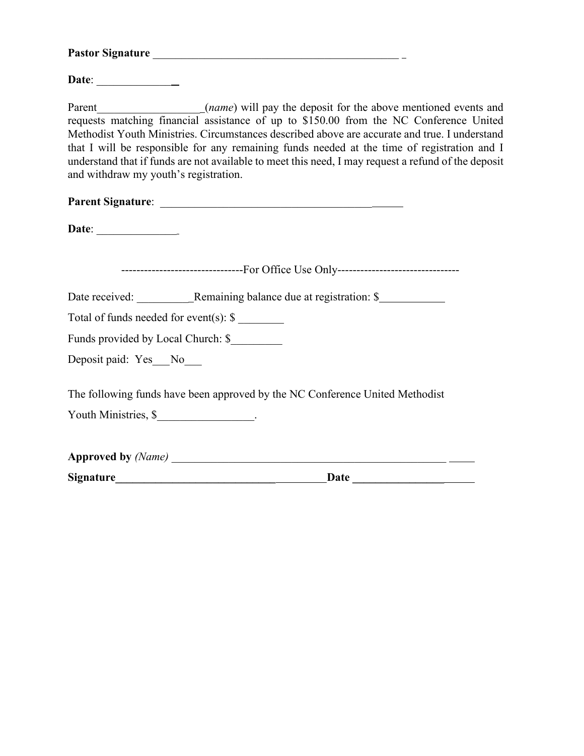**Pastor Signature** _______________________________________________

**Date**: ______________

Parent___________________(*name*) will pay the deposit for the above mentioned events and requests matching financial assistance of up to $150.00 from the NC Conference United Methodist Youth Ministries. Circumstances described above are accurate and true. I understand that I will be responsible for any remaining funds needed at the time of registration and I understand that if funds are not available to meet this need, I may request a refund of the deposit and withdraw my youth's registration.

**Parent Signature**: _____________________________________________

**Date**: _______________

--------------------------------For Office Use Only--------------------------------

Date received: __________Remaining balance due at registration: $____________

Total of funds needed for event(s): $ ________

Funds provided by Local Church: $_________

Deposit paid: Yes___No___

The following funds have been approved by the NC Conference United Methodist

Youth Ministries, $_________________.

**Approved by** *(Name)* ________________________________________________________

**Signature**______________________________________**Date** ______________________